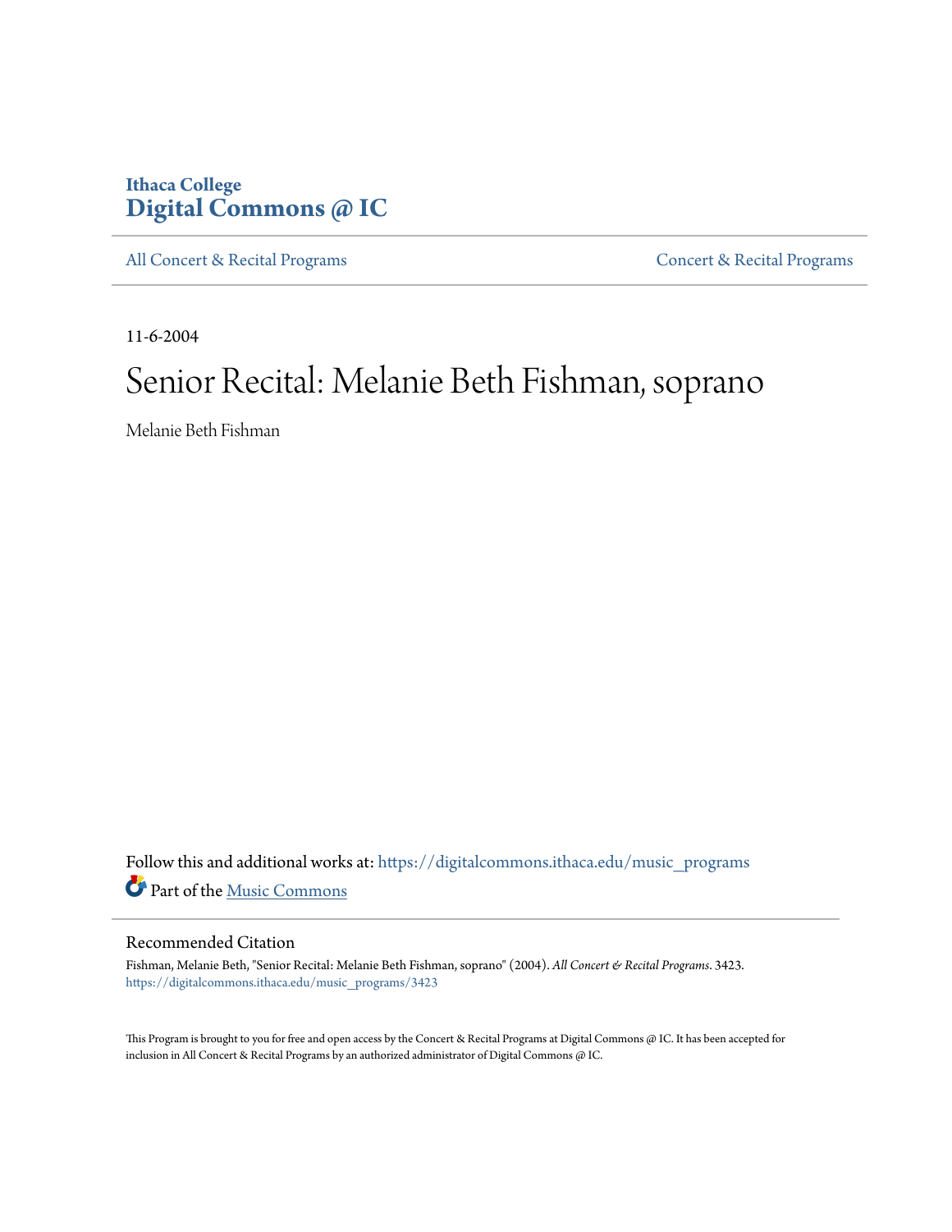Ithaca College
**Digital Commons @ IC**

All Concert & Recital Programs | Concert & Recital Programs

11-6-2004

# Senior Recital: Melanie Beth Fishman, soprano

Melanie Beth Fishman

Follow this and additional works at: https://digitalcommons.ithaca.edu/music_programs

Part of the Music Commons

## Recommended Citation

Fishman, Melanie Beth, "Senior Recital: Melanie Beth Fishman, soprano" (2004). *All Concert & Recital Programs*. 3423.
https://digitalcommons.ithaca.edu/music_programs/3423

This Program is brought to you for free and open access by the Concert & Recital Programs at Digital Commons @ IC. It has been accepted for inclusion in All Concert & Recital Programs by an authorized administrator of Digital Commons @ IC.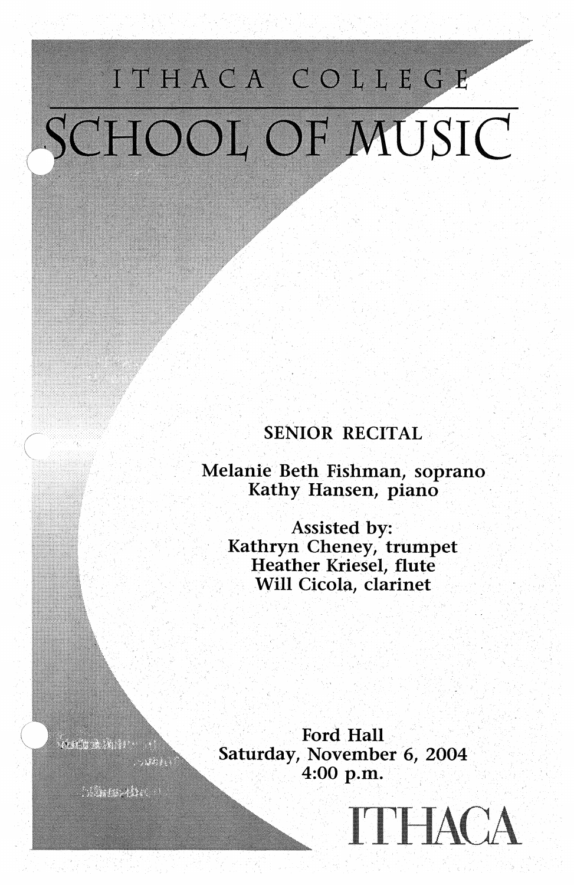ITHACA COLLEGE

# SCHOOL OF MUSIC

SENIOR RECITAL

Melanie Beth Fishman, soprano
Kathy Hansen, piano

Assisted by:
Kathryn Cheney, trumpet
Heather Kriesel, flute
Will Cicola, clarinet

Ford Hall
Saturday, November 6, 2004
4:00 p.m.

ITHACA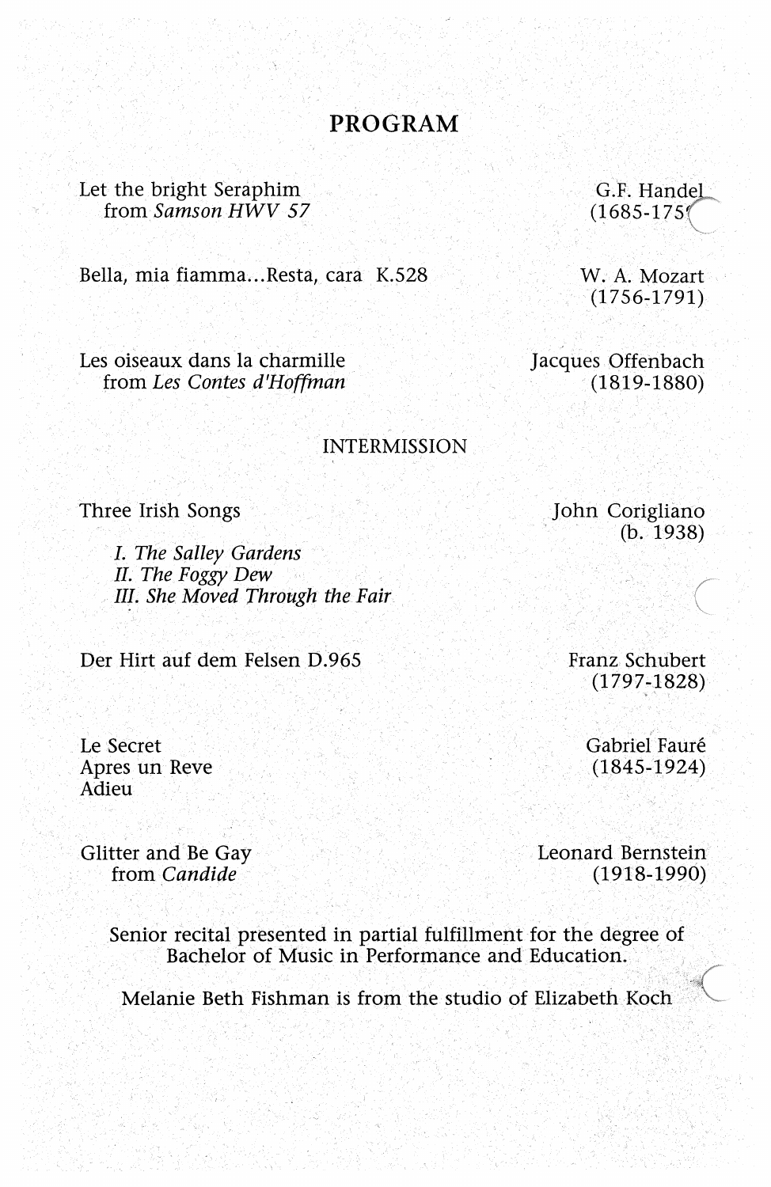# PROGRAM

Let the bright Seraphim
from *Samson HWV 57*

G.F. Handel
(1685-175

Bella, mia fiamma...Resta, cara K.528

W. A. Mozart
(1756-1791)

Les oiseaux dans la charmille
from *Les Contes d'Hoffman*

Jacques Offenbach
(1819-1880)

INTERMISSION

Three Irish Songs

*I. The Salley Gardens*
*II. The Foggy Dew*
*III. She Moved Through the Fair*

John Corigliano
(b. 1938)

Der Hirt auf dem Felsen D.965

Franz Schubert
(1797-1828)

Le Secret
Apres un Reve
Adieu

Gabriel Fauré
(1845-1924)

Glitter and Be Gay
from *Candide*

Leonard Bernstein
(1918-1990)

Senior recital presented in partial fulfillment for the degree of Bachelor of Music in Performance and Education.

Melanie Beth Fishman is from the studio of Elizabeth Koch